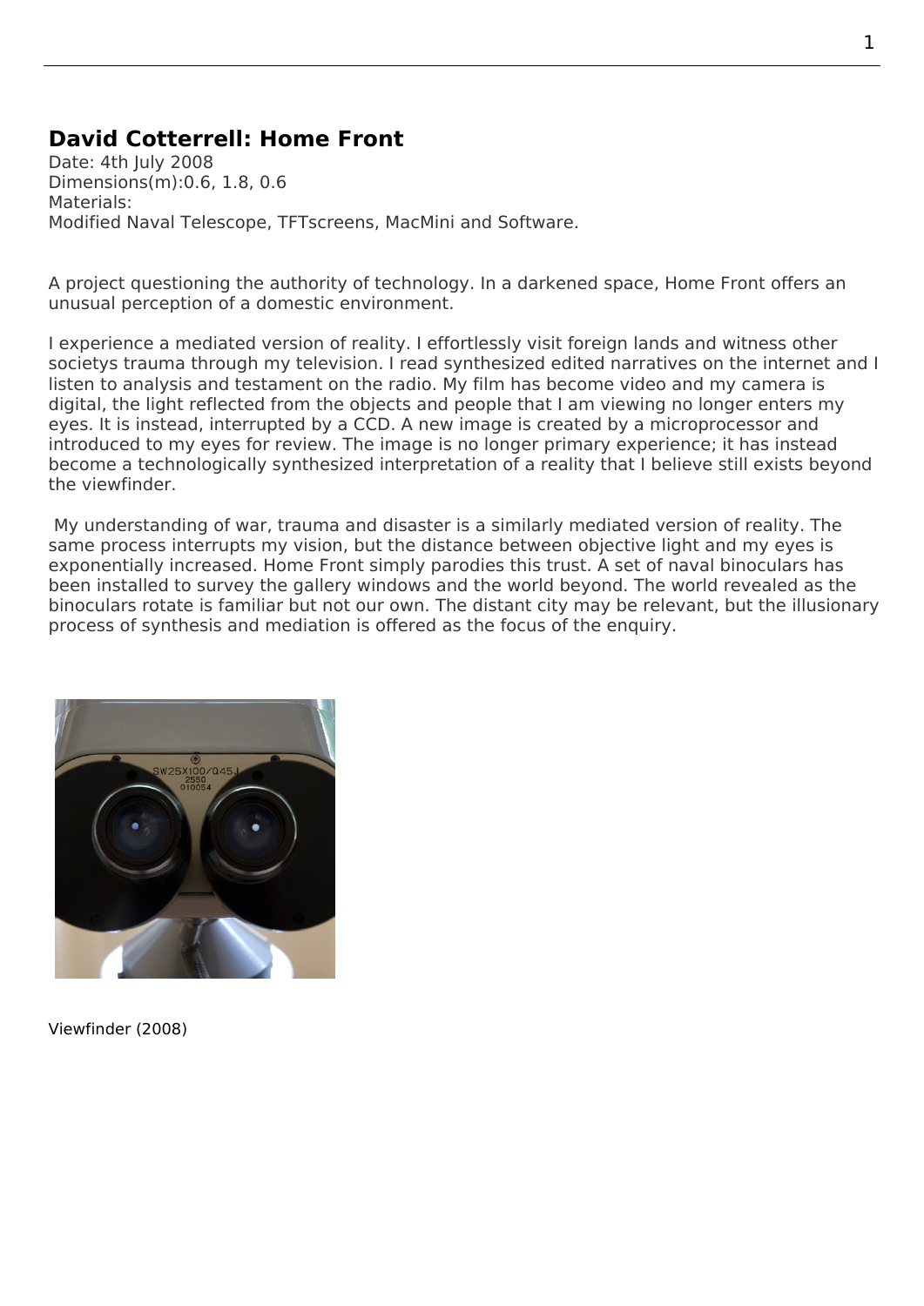## David Cotterrell: Home Front

Date: 4th July 2008
Dimensions(m):0.6, 1.8, 0.6
Materials:
Modified Naval Telescope, TFTscreens, MacMini and Software.

A project questioning the authority of technology. In a darkened space, Home Front offers an unusual perception of a domestic environment.

I experience a mediated version of reality. I effortlessly visit foreign lands and witness other societys trauma through my television. I read synthesized edited narratives on the internet and I listen to analysis and testament on the radio. My film has become video and my camera is digital, the light reflected from the objects and people that I am viewing no longer enters my eyes. It is instead, interrupted by a CCD. A new image is created by a microprocessor and introduced to my eyes for review. The image is no longer primary experience; it has instead become a technologically synthesized interpretation of a reality that I believe still exists beyond the viewfinder.

My understanding of war, trauma and disaster is a similarly mediated version of reality. The same process interrupts my vision, but the distance between objective light and my eyes is exponentially increased. Home Front simply parodies this trust. A set of naval binoculars has been installed to survey the gallery windows and the world beyond. The world revealed as the binoculars rotate is familiar but not our own. The distant city may be relevant, but the illusionary process of synthesis and mediation is offered as the focus of the enquiry.

Viewfinder (2008)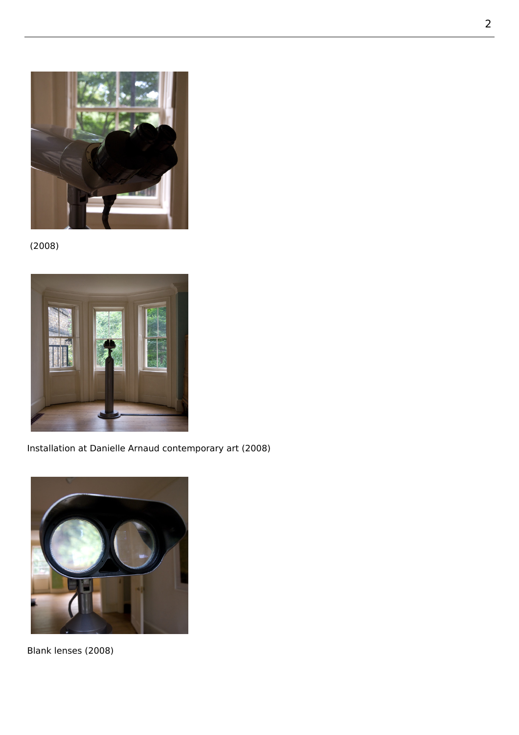(2008)

Installation at Danielle Arnaud contemporary art (2008)

Blank lenses (2008)